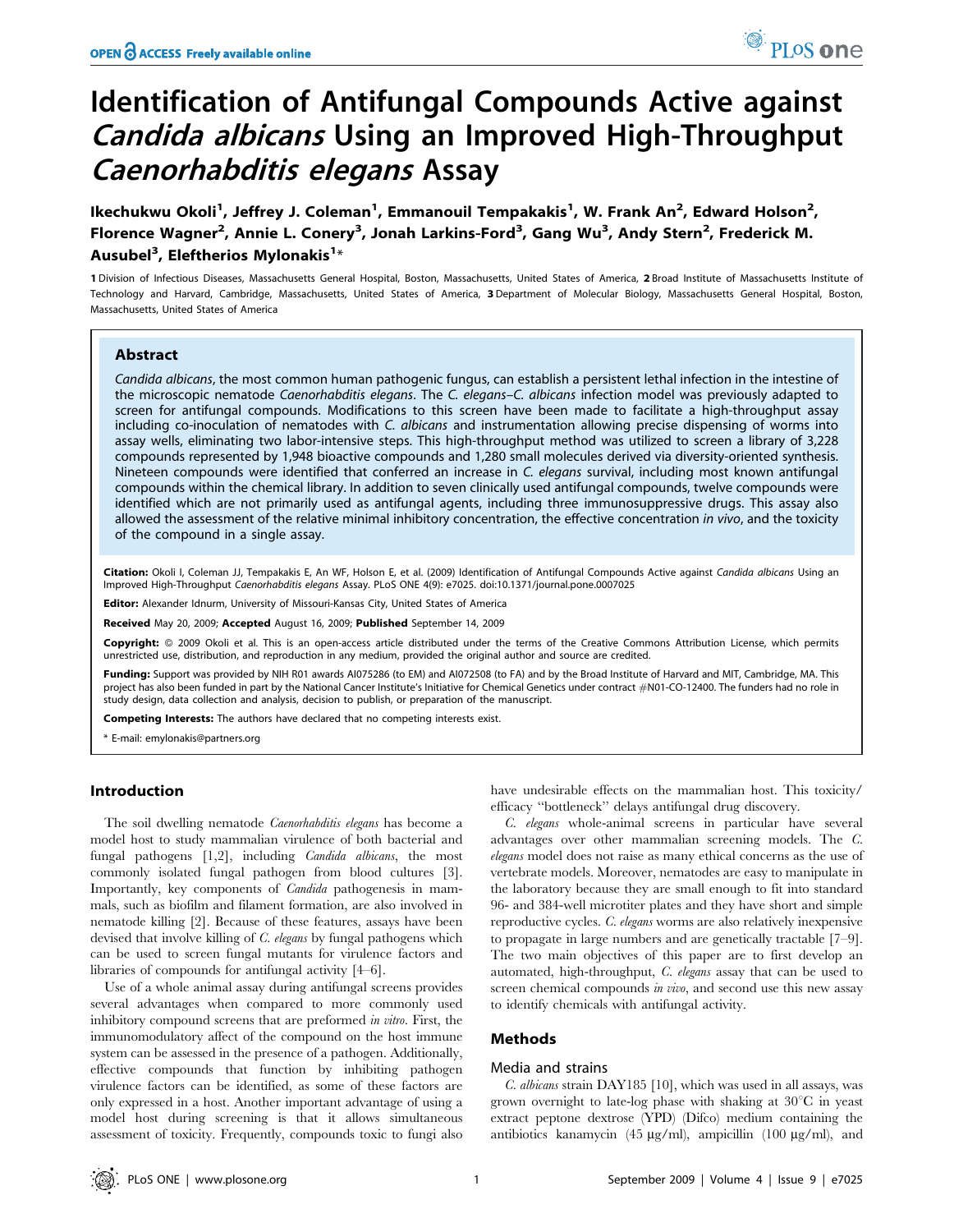# Identification of Antifungal Compounds Active against *Candida albicans* Using an Improved High-Throughput *Caenorhabditis elegans* Assay

**Ikechukwu Okoli[1], Jeffrey J. Coleman[1], Emmanouil Tempakakis[1], W. Frank An[2], Edward Holson[2], Florence Wagner[2], Annie L. Conery[3], Jonah Larkins-Ford[3], Gang Wu[3], Andy Stern[2], Frederick M. Ausubel[3], Eleftherios Mylonakis[1]***

1 Division of Infectious Diseases, Massachusetts General Hospital, Boston, Massachusetts, United States of America, 2 Broad Institute of Massachusetts Institute of Technology and Harvard, Cambridge, Massachusetts, United States of America, 3 Department of Molecular Biology, Massachusetts General Hospital, Boston, Massachusetts, United States of America

## Abstract

*Candida albicans*, the most common human pathogenic fungus, can establish a persistent lethal infection in the intestine of the microscopic nematode *Caenorhabditis elegans*. The *C. elegans–C. albicans* infection model was previously adapted to screen for antifungal compounds. Modifications to this screen have been made to facilitate a high-throughput assay including co-inoculation of nematodes with *C. albicans* and instrumentation allowing precise dispensing of worms into assay wells, eliminating two labor-intensive steps. This high-throughput method was utilized to screen a library of 3,228 compounds represented by 1,948 bioactive compounds and 1,280 small molecules derived via diversity-oriented synthesis. Nineteen compounds were identified that conferred an increase in *C. elegans* survival, including most known antifungal compounds within the chemical library. In addition to seven clinically used antifungal compounds, twelve compounds were identified which are not primarily used as antifungal agents, including three immunosuppressive drugs. This assay also allowed the assessment of the relative minimal inhibitory concentration, the effective concentration *in vivo*, and the toxicity of the compound in a single assay.

**Citation:** Okoli I, Coleman JJ, Tempakakis E, An WF, Holson E, et al. (2009) Identification of Antifungal Compounds Active against *Candida albicans* Using an Improved High-Throughput *Caenorhabditis elegans* Assay. PLoS ONE 4(9): e7025. doi:10.1371/journal.pone.0007025

**Editor:** Alexander Idnurm, University of Missouri-Kansas City, United States of America

**Received** May 20, 2009; **Accepted** August 16, 2009; **Published** September 14, 2009

**Copyright:** © 2009 Okoli et al. This is an open-access article distributed under the terms of the Creative Commons Attribution License, which permits unrestricted use, distribution, and reproduction in any medium, provided the original author and source are credited.

**Funding:** Support was provided by NIH R01 awards AI075286 (to EM) and AI072508 (to FA) and by the Broad Institute of Harvard and MIT, Cambridge, MA. This project has also been funded in part by the National Cancer Institute's Initiative for Chemical Genetics under contract #N01-CO-12400. The funders had no role in study design, data collection and analysis, decision to publish, or preparation of the manuscript.

**Competing Interests:** The authors have declared that no competing interests exist.

\* E-mail: emylonakis@partners.org

## Introduction

The soil dwelling nematode *Caenorhabditis elegans* has become a model host to study mammalian virulence of both bacterial and fungal pathogens [1,2], including *Candida albicans*, the most commonly isolated fungal pathogen from blood cultures [3]. Importantly, key components of *Candida* pathogenesis in mammals, such as biofilm and filament formation, are also involved in nematode killing [2]. Because of these features, assays have been devised that involve killing of *C. elegans* by fungal pathogens which can be used to screen fungal mutants for virulence factors and libraries of compounds for antifungal activity [4–6].

Use of a whole animal assay during antifungal screens provides several advantages when compared to more commonly used inhibitory compound screens that are preformed *in vitro*. First, the immunomodulatory affect of the compound on the host immune system can be assessed in the presence of a pathogen. Additionally, effective compounds that function by inhibiting pathogen virulence factors can be identified, as some of these factors are only expressed in a host. Another important advantage of using a model host during screening is that it allows simultaneous assessment of toxicity. Frequently, compounds toxic to fungi also have undesirable effects on the mammalian host. This toxicity/efficacy "bottleneck" delays antifungal drug discovery.

*C. elegans* whole-animal screens in particular have several advantages over other mammalian screening models. The *C. elegans* model does not raise as many ethical concerns as the use of vertebrate models. Moreover, nematodes are easy to manipulate in the laboratory because they are small enough to fit into standard 96- and 384-well microtiter plates and they have short and simple reproductive cycles. *C. elegans* worms are also relatively inexpensive to propagate in large numbers and are genetically tractable [7–9]. The two main objectives of this paper are to first develop an automated, high-throughput, *C. elegans* assay that can be used to screen chemical compounds *in vivo*, and second use this new assay to identify chemicals with antifungal activity.

## Methods

### Media and strains

*C. albicans* strain DAY185 [10], which was used in all assays, was grown overnight to late-log phase with shaking at 30°C in yeast extract peptone dextrose (YPD) (Difco) medium containing the antibiotics kanamycin (45 μg/ml), ampicillin (100 μg/ml), and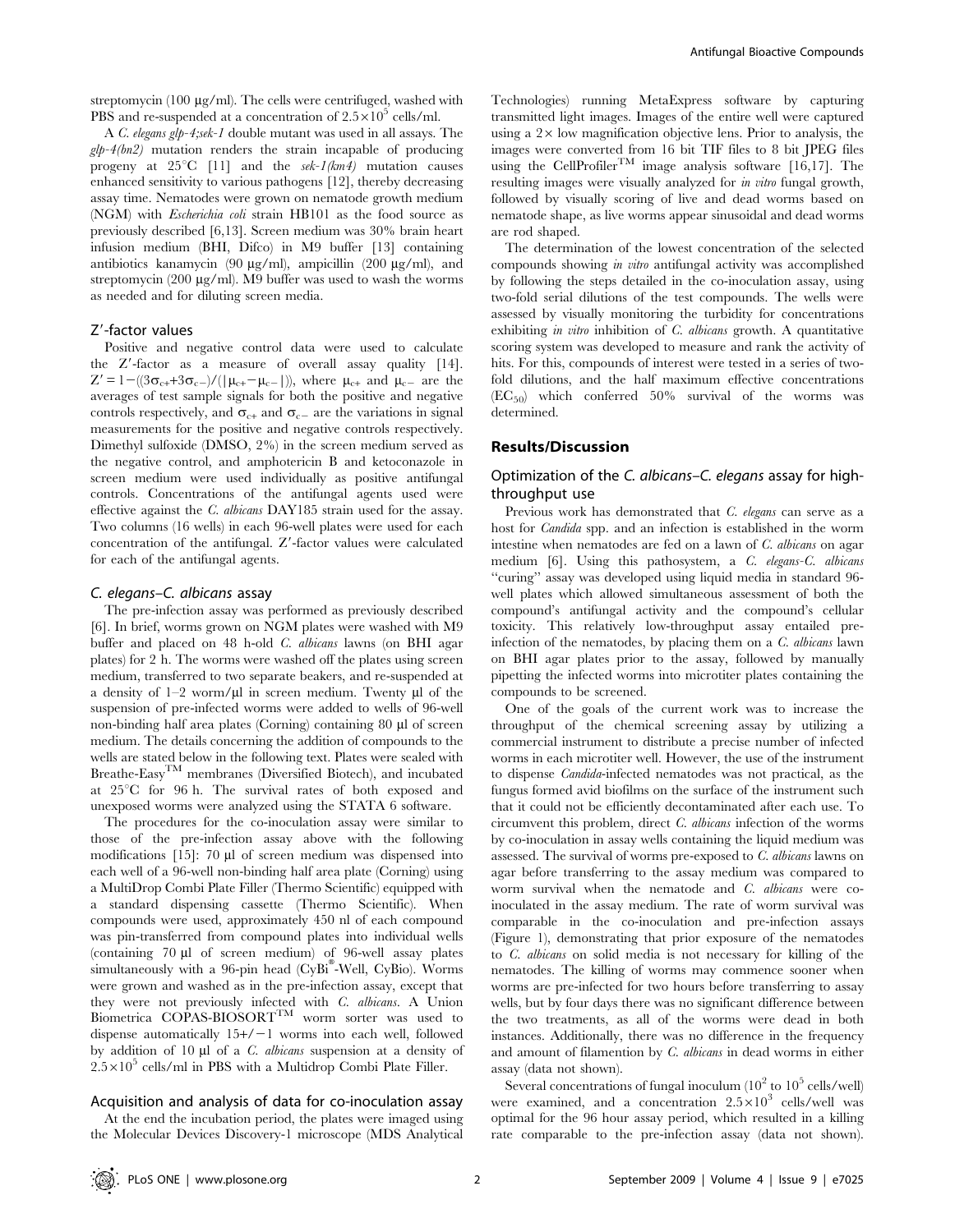streptomycin (100 µg/ml). The cells were centrifuged, washed with PBS and re-suspended at a concentration of $2.5 \times 10^5$ cells/ml.

A *C. elegans glp-4;sek-1* double mutant was used in all assays. The *glp-4(bn2)* mutation renders the strain incapable of producing progeny at 25°C [11] and the *sek-1(km4)* mutation causes enhanced sensitivity to various pathogens [12], thereby decreasing assay time. Nematodes were grown on nematode growth medium (NGM) with *Escherichia coli* strain HB101 as the food source as previously described [6,13]. Screen medium was 30% brain heart infusion medium (BHI, Difco) in M9 buffer [13] containing antibiotics kanamycin (90 µg/ml), ampicillin (200 µg/ml), and streptomycin (200 µg/ml). M9 buffer was used to wash the worms as needed and for diluting screen media.

### Z′-factor values

Positive and negative control data were used to calculate the Z′-factor as a measure of overall assay quality [14]. $Z' = 1-((3\sigma_{c+}+3\sigma_{c-})/(|\mu_{c+}-\mu_{c-}|))$, where $\mu_{c+}$ and $\mu_{c-}$ are the averages of test sample signals for both the positive and negative controls respectively, and $\sigma_{c+}$ and $\sigma_{c-}$ are the variations in signal measurements for the positive and negative controls respectively. Dimethyl sulfoxide (DMSO, 2%) in the screen medium served as the negative control, and amphotericin B and ketoconazole in screen medium were used individually as positive antifungal controls. Concentrations of the antifungal agents used were effective against the *C. albicans* DAY185 strain used for the assay. Two columns (16 wells) in each 96-well plates were used for each concentration of the antifungal. Z′-factor values were calculated for each of the antifungal agents.

### *C. elegans–C. albicans* assay

The pre-infection assay was performed as previously described [6]. In brief, worms grown on NGM plates were washed with M9 buffer and placed on 48 h-old *C. albicans* lawns (on BHI agar plates) for 2 h. The worms were washed off the plates using screen medium, transferred to two separate beakers, and re-suspended at a density of 1–2 worm/µl in screen medium. Twenty µl of the suspension of pre-infected worms were added to wells of 96-well non-binding half area plates (Corning) containing 80 µl of screen medium. The details concerning the addition of compounds to the wells are stated below in the following text. Plates were sealed with Breathe-Easy™ membranes (Diversified Biotech), and incubated at 25°C for 96 h. The survival rates of both exposed and unexposed worms were analyzed using the STATA 6 software.

The procedures for the co-inoculation assay were similar to those of the pre-infection assay above with the following modifications [15]: 70 µl of screen medium was dispensed into each well of a 96-well non-binding half area plate (Corning) using a MultiDrop Combi Plate Filler (Thermo Scientific) equipped with a standard dispensing cassette (Thermo Scientific). When compounds were used, approximately 450 nl of each compound was pin-transferred from compound plates into individual wells (containing 70 µl of screen medium) of 96-well assay plates simultaneously with a 96-pin head (CyBi®-Well, CyBio). Worms were grown and washed as in the pre-infection assay, except that they were not previously infected with *C. albicans*. A Union Biometrica COPAS-BIOSORT™ worm sorter was used to dispense automatically 15+/−1 worms into each well, followed by addition of 10 µl of a *C. albicans* suspension at a density of $2.5 \times 10^5$ cells/ml in PBS with a Multidrop Combi Plate Filler.

### Acquisition and analysis of data for co-inoculation assay

At the end the incubation period, the plates were imaged using the Molecular Devices Discovery-1 microscope (MDS Analytical Technologies) running MetaExpress software by capturing transmitted light images. Images of the entire well were captured using a 2× low magnification objective lens. Prior to analysis, the images were converted from 16 bit TIF files to 8 bit JPEG files using the CellProfiler™ image analysis software [16,17]. The resulting images were visually analyzed for *in vitro* fungal growth, followed by visually scoring of live and dead worms based on nematode shape, as live worms appear sinusoidal and dead worms are rod shaped.

The determination of the lowest concentration of the selected compounds showing *in vitro* antifungal activity was accomplished by following the steps detailed in the co-inoculation assay, using two-fold serial dilutions of the test compounds. The wells were assessed by visually monitoring the turbidity for concentrations exhibiting *in vitro* inhibition of *C. albicans* growth. A quantitative scoring system was developed to measure and rank the activity of hits. For this, compounds of interest were tested in a series of two-fold dilutions, and the half maximum effective concentrations ($EC_{50}$) which conferred 50% survival of the worms was determined.

## Results/Discussion

### Optimization of the *C. albicans–C. elegans* assay for high-throughput use

Previous work has demonstrated that *C. elegans* can serve as a host for *Candida* spp. and an infection is established in the worm intestine when nematodes are fed on a lawn of *C. albicans* on agar medium [6]. Using this pathosystem, a *C. elegans-C. albicans* "curing" assay was developed using liquid media in standard 96-well plates which allowed simultaneous assessment of both the compound's antifungal activity and the compound's cellular toxicity. This relatively low-throughput assay entailed pre-infection of the nematodes, by placing them on a *C. albicans* lawn on BHI agar plates prior to the assay, followed by manually pipetting the infected worms into microtiter plates containing the compounds to be screened.

One of the goals of the current work was to increase the throughput of the chemical screening assay by utilizing a commercial instrument to distribute a precise number of infected worms in each microtiter well. However, the use of the instrument to dispense *Candida*-infected nematodes was not practical, as the fungus formed avid biofilms on the surface of the instrument such that it could not be efficiently decontaminated after each use. To circumvent this problem, direct *C. albicans* infection of the worms by co-inoculation in assay wells containing the liquid medium was assessed. The survival of worms pre-exposed to *C. albicans* lawns on agar before transferring to the assay medium was compared to worm survival when the nematode and *C. albicans* were co-inoculated in the assay medium. The rate of worm survival was comparable in the co-inoculation and pre-infection assays (Figure 1), demonstrating that prior exposure of the nematodes to *C. albicans* on solid media is not necessary for killing of the nematodes. The killing of worms may commence sooner when worms are pre-infected for two hours before transferring to assay wells, but by four days there was no significant difference between the two treatments, as all of the worms were dead in both instances. Additionally, there was no difference in the frequency and amount of filamentation by *C. albicans* in dead worms in either assay (data not shown).

Several concentrations of fungal inoculum ($10^2$ to $10^5$ cells/well) were examined, and a concentration $2.5 \times 10^3$ cells/well was optimal for the 96 hour assay period, which resulted in a killing rate comparable to the pre-infection assay (data not shown).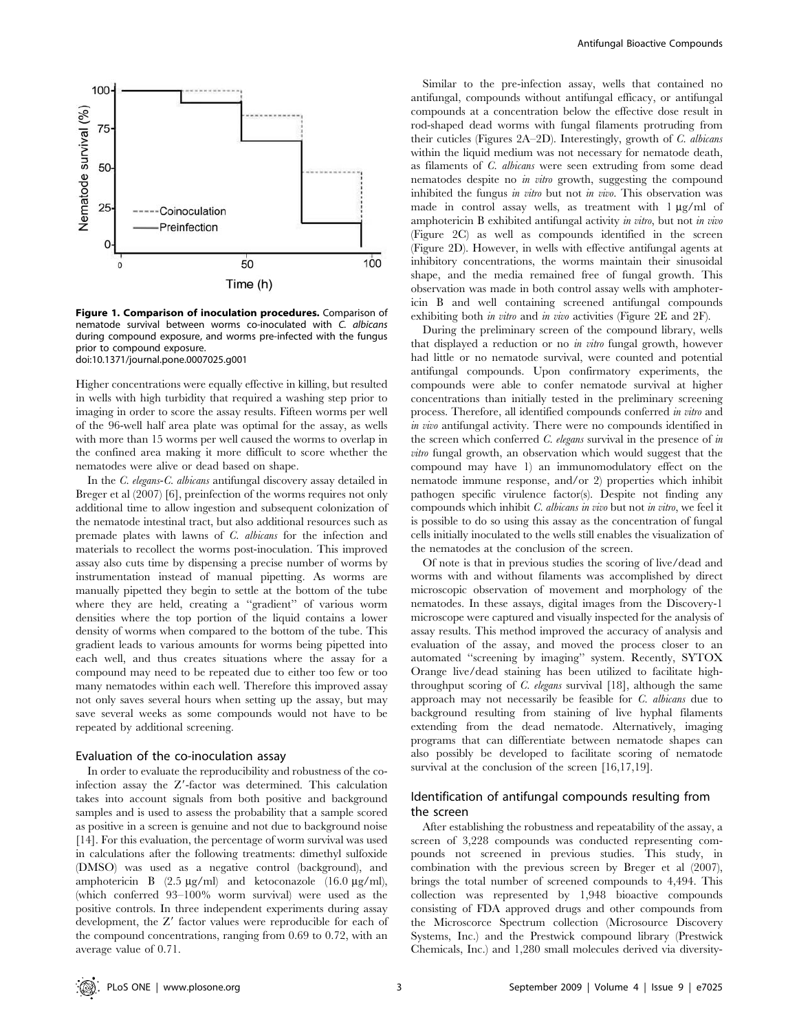**Figure 1. Comparison of inoculation procedures.** Comparison of nematode survival between worms co-inoculated with *C. albicans* during compound exposure, and worms pre-infected with the fungus prior to compound exposure.
doi:10.1371/journal.pone.0007025.g001

Higher concentrations were equally effective in killing, but resulted in wells with high turbidity that required a washing step prior to imaging in order to score the assay results. Fifteen worms per well of the 96-well half area plate was optimal for the assay, as wells with more than 15 worms per well caused the worms to overlap in the confined area making it more difficult to score whether the nematodes were alive or dead based on shape.

In the *C. elegans-C. albicans* antifungal discovery assay detailed in Breger et al (2007) [6], preinfection of the worms requires not only additional time to allow ingestion and subsequent colonization of the nematode intestinal tract, but also additional resources such as premade plates with lawns of *C. albicans* for the infection and materials to recollect the worms post-inoculation. This improved assay also cuts time by dispensing a precise number of worms by instrumentation instead of manual pipetting. As worms are manually pipetted they begin to settle at the bottom of the tube where they are held, creating a "gradient" of various worm densities where the top portion of the liquid contains a lower density of worms when compared to the bottom of the tube. This gradient leads to various amounts for worms being pipetted into each well, and thus creates situations where the assay for a compound may need to be repeated due to either too few or too many nematodes within each well. Therefore this improved assay not only saves several hours when setting up the assay, but may save several weeks as some compounds would not have to be repeated by additional screening.

### Evaluation of the co-inoculation assay

In order to evaluate the reproducibility and robustness of the co-infection assay the Z′-factor was determined. This calculation takes into account signals from both positive and background samples and is used to assess the probability that a sample scored as positive in a screen is genuine and not due to background noise [14]. For this evaluation, the percentage of worm survival was used in calculations after the following treatments: dimethyl sulfoxide (DMSO) was used as a negative control (background), and amphotericin B (2.5 µg/ml) and ketoconazole (16.0 µg/ml), (which conferred 93–100% worm survival) were used as the positive controls. In three independent experiments during assay development, the Z′ factor values were reproducible for each of the compound concentrations, ranging from 0.69 to 0.72, with an average value of 0.71.

Similar to the pre-infection assay, wells that contained no antifungal, compounds without antifungal efficacy, or antifungal compounds at a concentration below the effective dose result in rod-shaped dead worms with fungal filaments protruding from their cuticles (Figures 2A–2D). Interestingly, growth of *C. albicans* within the liquid medium was not necessary for nematode death, as filaments of *C. albicans* were seen extruding from some dead nematodes despite no *in vitro* growth, suggesting the compound inhibited the fungus *in vitro* but not *in vivo*. This observation was made in control assay wells, as treatment with 1 µg/ml of amphotericin B exhibited antifungal activity *in vitro*, but not *in vivo* (Figure 2C) as well as compounds identified in the screen (Figure 2D). However, in wells with effective antifungal agents at inhibitory concentrations, the worms maintain their sinusoidal shape, and the media remained free of fungal growth. This observation was made in both control assay wells with amphotericin B and well containing screened antifungal compounds exhibiting both *in vitro* and *in vivo* activities (Figure 2E and 2F).

During the preliminary screen of the compound library, wells that displayed a reduction or no *in vitro* fungal growth, however had little or no nematode survival, were counted and potential antifungal compounds. Upon confirmatory experiments, the compounds were able to confer nematode survival at higher concentrations than initially tested in the preliminary screening process. Therefore, all identified compounds conferred *in vitro* and *in vivo* antifungal activity. There were no compounds identified in the screen which conferred *C. elegans* survival in the presence of *in vitro* fungal growth, an observation which would suggest that the compound may have 1) an immunomodulatory effect on the nematode immune response, and/or 2) properties which inhibit pathogen specific virulence factor(s). Despite not finding any compounds which inhibit *C. albicans in vivo* but not *in vitro*, we feel it is possible to do so using this assay as the concentration of fungal cells initially inoculated to the wells still enables the visualization of the nematodes at the conclusion of the screen.

Of note is that in previous studies the scoring of live/dead and worms with and without filaments was accomplished by direct microscopic observation of movement and morphology of the nematodes. In these assays, digital images from the Discovery-1 microscope were captured and visually inspected for the analysis of assay results. This method improved the accuracy of analysis and evaluation of the assay, and moved the process closer to an automated "screening by imaging" system. Recently, SYTOX Orange live/dead staining has been utilized to facilitate high-throughput scoring of *C. elegans* survival [18], although the same approach may not necessarily be feasible for *C. albicans* due to background resulting from staining of live hyphal filaments extending from the dead nematode. Alternatively, imaging programs that can differentiate between nematode shapes can also possibly be developed to facilitate scoring of nematode survival at the conclusion of the screen [16,17,19].

### Identification of antifungal compounds resulting from the screen

After establishing the robustness and repeatability of the assay, a screen of 3,228 compounds was conducted representing compounds not screened in previous studies. This study, in combination with the previous screen by Breger et al (2007), brings the total number of screened compounds to 4,494. This collection was represented by 1,948 bioactive compounds consisting of FDA approved drugs and other compounds from the Microscorce Spectrum collection (Microsource Discovery Systems, Inc.) and the Prestwick compound library (Prestwick Chemicals, Inc.) and 1,280 small molecules derived via diversity-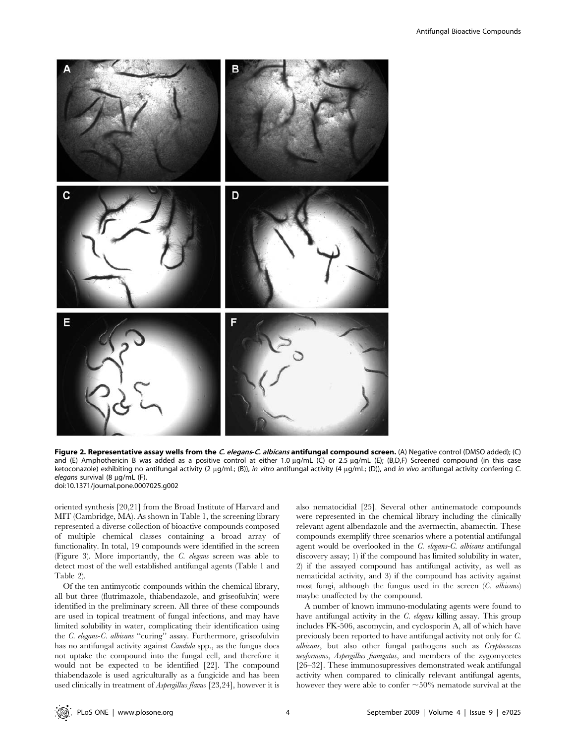**Figure 2. Representative assay wells from the *C. elegans*-*C. albicans* antifungal compound screen.** (A) Negative control (DMSO added); (C) and (E) Amphothericin B was added as a positive control at either 1.0 µg/mL (C) or 2.5 µg/mL (E); (B,D,F) Screened compound (in this case ketoconazole) exhibiting no antifungal activity (2 µg/mL; (B)), *in vitro* antifungal activity (4 µg/mL; (D)), and *in vivo* antifungal activity conferring *C. elegans* survival (8 µg/mL (F).
doi:10.1371/journal.pone.0007025.g002

oriented synthesis [20,21] from the Broad Institute of Harvard and MIT (Cambridge, MA). As shown in Table 1, the screening library represented a diverse collection of bioactive compounds composed of multiple chemical classes containing a broad array of functionality. In total, 19 compounds were identified in the screen (Figure 3). More importantly, the *C. elegans* screen was able to detect most of the well established antifungal agents (Table 1 and Table 2).

Of the ten antimycotic compounds within the chemical library, all but three (flutrimazole, thiabendazole, and griseofulvin) were identified in the preliminary screen. All three of these compounds are used in topical treatment of fungal infections, and may have limited solubility in water, complicating their identification using the *C. elegans*-*C. albicans* "curing" assay. Furthermore, griseofulvin has no antifungal activity against *Candida* spp., as the fungus does not uptake the compound into the fungal cell, and therefore it would not be expected to be identified [22]. The compound thiabendazole is used agriculturally as a fungicide and has been used clinically in treatment of *Aspergillus flavus* [23,24], however it is also nematocidial [25]. Several other antinematode compounds were represented in the chemical library including the clinically relevant agent albendazole and the avermectin, abamectin. These compounds exemplify three scenarios where a potential antifungal agent would be overlooked in the *C. elegans*-*C. albicans* antifungal discovery assay; 1) if the compound has limited solubility in water, 2) if the assayed compound has antifungal activity, as well as nematicidal activity, and 3) if the compound has activity against most fungi, although the fungus used in the screen (*C. albicans*) maybe unaffected by the compound.

A number of known immuno-modulating agents were found to have antifungal activity in the *C. elegans* killing assay. This group includes FK-506, ascomycin, and cyclosporin A, all of which have previously been reported to have antifungal activity not only for *C. albicans*, but also other fungal pathogens such as *Cryptococcus neoformans*, *Aspergillus fumigatus*, and members of the zygomycetes [26–32]. These immunosupressives demonstrated weak antifungal activity when compared to clinically relevant antifungal agents, however they were able to confer ~50% nematode survival at the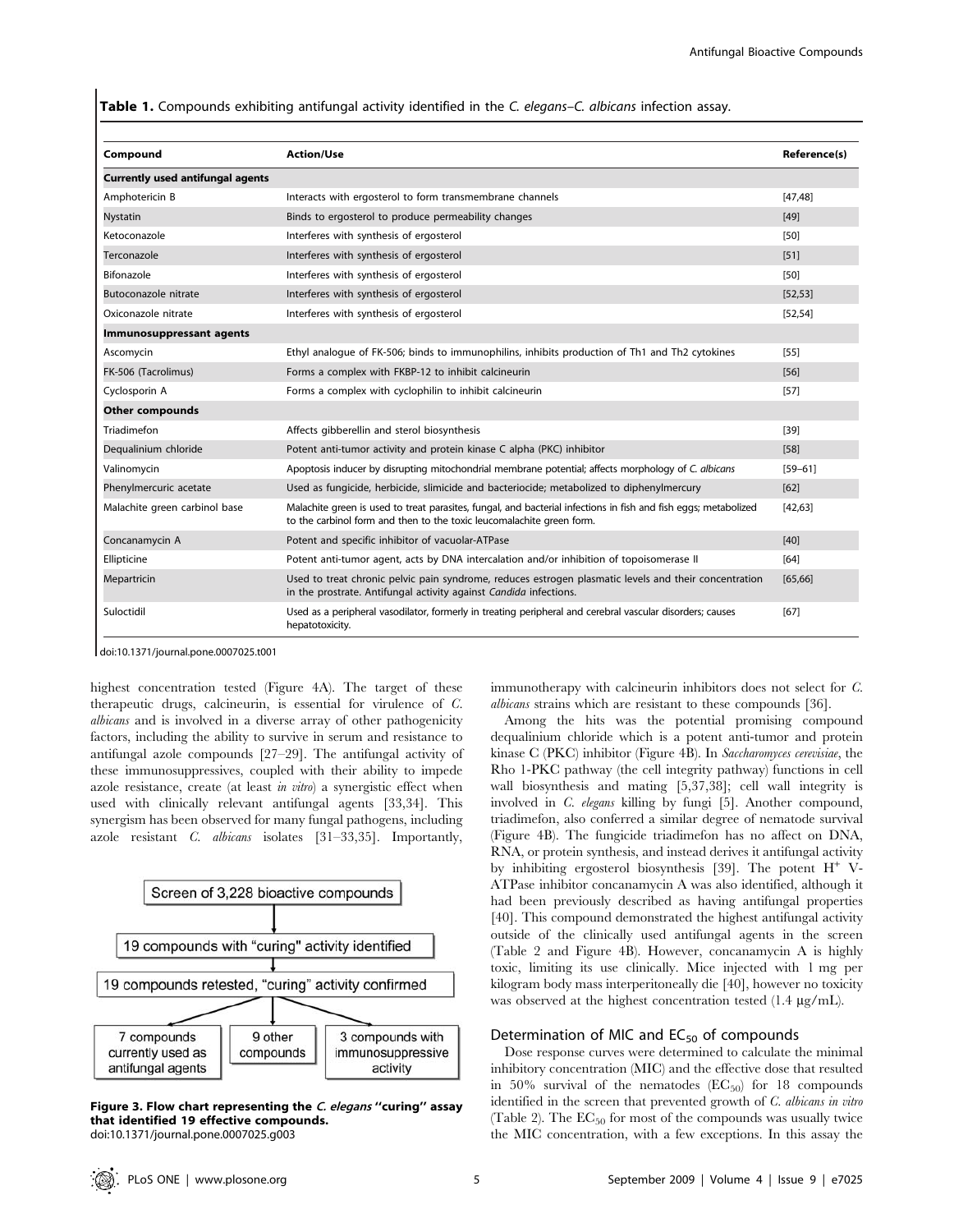**Table 1.** Compounds exhibiting antifungal activity identified in the *C. elegans–C. albicans* infection assay.

| Compound | Action/Use | Reference(s) |
|---|---|---|
| **Currently used antifungal agents** | | |
| Amphotericin B | Interacts with ergosterol to form transmembrane channels | [47,48] |
| Nystatin | Binds to ergosterol to produce permeability changes | [49] |
| Ketoconazole | Interferes with synthesis of ergosterol | [50] |
| Terconazole | Interferes with synthesis of ergosterol | [51] |
| Bifonazole | Interferes with synthesis of ergosterol | [50] |
| Butoconazole nitrate | Interferes with synthesis of ergosterol | [52,53] |
| Oxiconazole nitrate | Interferes with synthesis of ergosterol | [52,54] |
| **Immunosuppressant agents** | | |
| Ascomycin | Ethyl analogue of FK-506; binds to immunophilins, inhibits production of Th1 and Th2 cytokines | [55] |
| FK-506 (Tacrolimus) | Forms a complex with FKBP-12 to inhibit calcineurin | [56] |
| Cyclosporin A | Forms a complex with cyclophilin to inhibit calcineurin | [57] |
| **Other compounds** | | |
| Triadimefon | Affects gibberellin and sterol biosynthesis | [39] |
| Dequalinium chloride | Potent anti-tumor activity and protein kinase C alpha (PKC) inhibitor | [58] |
| Valinomycin | Apoptosis inducer by disrupting mitochondrial membrane potential; affects morphology of *C. albicans* | [59–61] |
| Phenylmercuric acetate | Used as fungicide, herbicide, slimicide and bacteriocide; metabolized to diphenylmercury | [62] |
| Malachite green carbinol base | Malachite green is used to treat parasites, fungal, and bacterial infections in fish and fish eggs; metabolized to the carbinol form and then to the toxic leucomalachite green form. | [42,63] |
| Concanamycin A | Potent and specific inhibitor of vacuolar-ATPase | [40] |
| Ellipticine | Potent anti-tumor agent, acts by DNA intercalation and/or inhibition of topoisomerase II | [64] |
| Mepartricin | Used to treat chronic pelvic pain syndrome, reduces estrogen plasmatic levels and their concentration in the prostrate. Antifungal activity against *Candida* infections. | [65,66] |
| Suloctidil | Used as a peripheral vasodilator, formerly in treating peripheral and cerebral vascular disorders; causes hepatotoxicity. | [67] |

doi:10.1371/journal.pone.0007025.t001

highest concentration tested (Figure 4A). The target of these therapeutic drugs, calcineurin, is essential for virulence of *C. albicans* and is involved in a diverse array of other pathogenicity factors, including the ability to survive in serum and resistance to antifungal azole compounds [27–29]. The antifungal activity of these immunosuppressives, coupled with their ability to impede azole resistance, create (at least *in vitro*) a synergistic effect when used with clinically relevant antifungal agents [33,34]. This synergism has been observed for many fungal pathogens, including azole resistant *C. albicans* isolates [31–33,35]. Importantly, immunotherapy with calcineurin inhibitors does not select for *C. albicans* strains which are resistant to these compounds [36].

Screen of 3,228 bioactive compounds → 19 compounds with "curing" activity identified → 19 compounds retested, "curing" activity confirmed → 7 compounds currently used as antifungal agents | 9 other compounds | 3 compounds with immunosuppressive activity

**Figure 3. Flow chart representing the *C. elegans* "curing" assay that identified 19 effective compounds.**
doi:10.1371/journal.pone.0007025.g003

Among the hits was the potential promising compound dequalinium chloride which is a potent anti-tumor and protein kinase C (PKC) inhibitor (Figure 4B). In *Saccharomyces cerevisiae*, the Rho 1-PKC pathway (the cell integrity pathway) functions in cell wall biosynthesis and mating [5,37,38]; cell wall integrity is involved in *C. elegans* killing by fungi [5]. Another compound, triadimefon, also conferred a similar degree of nematode survival (Figure 4B). The fungicide triadimefon has no affect on DNA, RNA, or protein synthesis, and instead derives it antifungal activity by inhibiting ergosterol biosynthesis [39]. The potent $H^+$ V-ATPase inhibitor concanamycin A was also identified, although it had been previously described as having antifungal properties [40]. This compound demonstrated the highest antifungal activity outside of the clinically used antifungal agents in the screen (Table 2 and Figure 4B). However, concanamycin A is highly toxic, limiting its use clinically. Mice injected with 1 mg per kilogram body mass interperitoneally die [40], however no toxicity was observed at the highest concentration tested (1.4 µg/mL).

## Determination of MIC and $EC_{50}$ of compounds

Dose response curves were determined to calculate the minimal inhibitory concentration (MIC) and the effective dose that resulted in 50% survival of the nematodes ($EC_{50}$) for 18 compounds identified in the screen that prevented growth of *C. albicans in vitro* (Table 2). The $EC_{50}$ for most of the compounds was usually twice the MIC concentration, with a few exceptions. In this assay the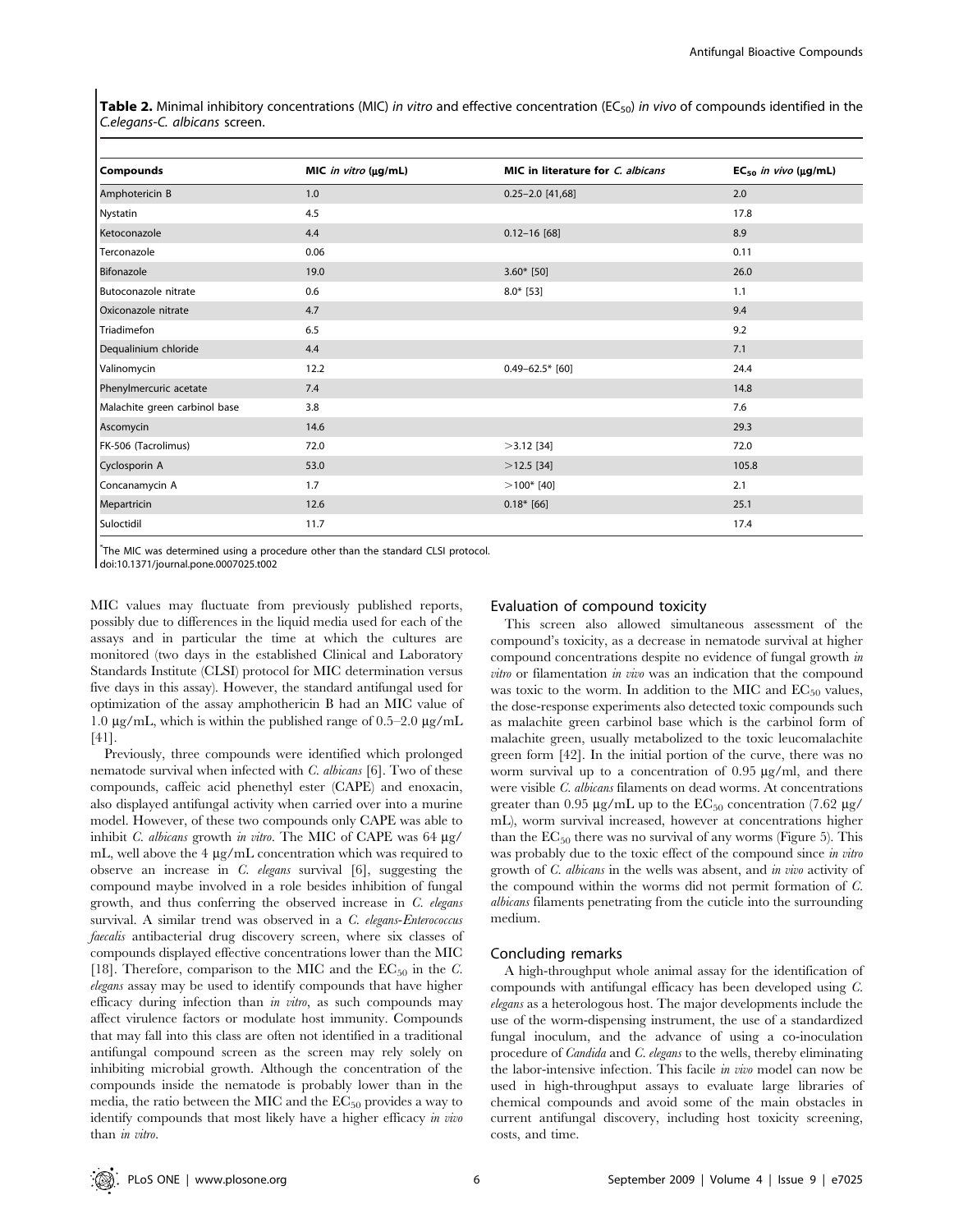**Table 2.** Minimal inhibitory concentrations (MIC) *in vitro* and effective concentration ($EC_{50}$) *in vivo* of compounds identified in the *C.elegans-C. albicans* screen.

| Compounds | MIC *in vitro* (μg/mL) | MIC in literature for *C. albicans* | $EC_{50}$ *in vivo* (μg/mL) |
|---|---|---|---|
| Amphotericin B | 1.0 | 0.25–2.0 [41,68] | 2.0 |
| Nystatin | 4.5 | | 17.8 |
| Ketoconazole | 4.4 | 0.12–16 [68] | 8.9 |
| Terconazole | 0.06 | | 0.11 |
| Bifonazole | 19.0 | 3.60* [50] | 26.0 |
| Butoconazole nitrate | 0.6 | 8.0* [53] | 1.1 |
| Oxiconazole nitrate | 4.7 | | 9.4 |
| Triadimefon | 6.5 | | 9.2 |
| Dequalinium chloride | 4.4 | | 7.1 |
| Valinomycin | 12.2 | 0.49–62.5* [60] | 24.4 |
| Phenylmercuric acetate | 7.4 | | 14.8 |
| Malachite green carbinol base | 3.8 | | 7.6 |
| Ascomycin | 14.6 | | 29.3 |
| FK-506 (Tacrolimus) | 72.0 | >3.12 [34] | 72.0 |
| Cyclosporin A | 53.0 | >12.5 [34] | 105.8 |
| Concanamycin A | 1.7 | >100* [40] | 2.1 |
| Mepartricin | 12.6 | 0.18* [66] | 25.1 |
| Suloctidil | 11.7 | | 17.4 |

*The MIC was determined using a procedure other than the standard CLSI protocol.
doi:10.1371/journal.pone.0007025.t002

MIC values may fluctuate from previously published reports, possibly due to differences in the liquid media used for each of the assays and in particular the time at which the cultures are monitored (two days in the established Clinical and Laboratory Standards Institute (CLSI) protocol for MIC determination versus five days in this assay). However, the standard antifungal used for optimization of the assay amphothericin B had an MIC value of 1.0 μg/mL, which is within the published range of 0.5–2.0 μg/mL [41].

Previously, three compounds were identified which prolonged nematode survival when infected with *C. albicans* [6]. Two of these compounds, caffeic acid phenethyl ester (CAPE) and enoxacin, also displayed antifungal activity when carried over into a murine model. However, of these two compounds only CAPE was able to inhibit *C. albicans* growth *in vitro*. The MIC of CAPE was 64 μg/mL, well above the 4 μg/mL concentration which was required to observe an increase in *C. elegans* survival [6], suggesting the compound maybe involved in a role besides inhibition of fungal growth, and thus conferring the observed increase in *C. elegans* survival. A similar trend was observed in a *C. elegans-Enterococcus faecalis* antibacterial drug discovery screen, where six classes of compounds displayed effective concentrations lower than the MIC [18]. Therefore, comparison to the MIC and the $EC_{50}$ in the *C. elegans* assay may be used to identify compounds that have higher efficacy during infection than *in vitro*, as such compounds may affect virulence factors or modulate host immunity. Compounds that may fall into this class are often not identified in a traditional antifungal compound screen as the screen may rely solely on inhibiting microbial growth. Although the concentration of the compounds inside the nematode is probably lower than in the media, the ratio between the MIC and the $EC_{50}$ provides a way to identify compounds that most likely have a higher efficacy *in vivo* than *in vitro*.

## Evaluation of compound toxicity

This screen also allowed simultaneous assessment of the compound's toxicity, as a decrease in nematode survival at higher compound concentrations despite no evidence of fungal growth *in vitro* or filamentation *in vivo* was an indication that the compound was toxic to the worm. In addition to the MIC and $EC_{50}$ values, the dose-response experiments also detected toxic compounds such as malachite green carbinol base which is the carbinol form of malachite green, usually metabolized to the toxic leucomalachite green form [42]. In the initial portion of the curve, there was no worm survival up to a concentration of 0.95 μg/ml, and there were visible *C. albicans* filaments on dead worms. At concentrations greater than 0.95 μg/mL up to the $EC_{50}$ concentration (7.62 μg/mL), worm survival increased, however at concentrations higher than the $EC_{50}$ there was no survival of any worms (Figure 5). This was probably due to the toxic effect of the compound since *in vitro* growth of *C. albicans* in the wells was absent, and *in vivo* activity of the compound within the worms did not permit formation of *C. albicans* filaments penetrating from the cuticle into the surrounding medium.

## Concluding remarks

A high-throughput whole animal assay for the identification of compounds with antifungal efficacy has been developed using *C. elegans* as a heterologous host. The major developments include the use of the worm-dispensing instrument, the use of a standardized fungal inoculum, and the advance of using a co-inoculation procedure of *Candida* and *C. elegans* to the wells, thereby eliminating the labor-intensive infection. This facile *in vivo* model can now be used in high-throughput assays to evaluate large libraries of chemical compounds and avoid some of the main obstacles in current antifungal discovery, including host toxicity screening, costs, and time.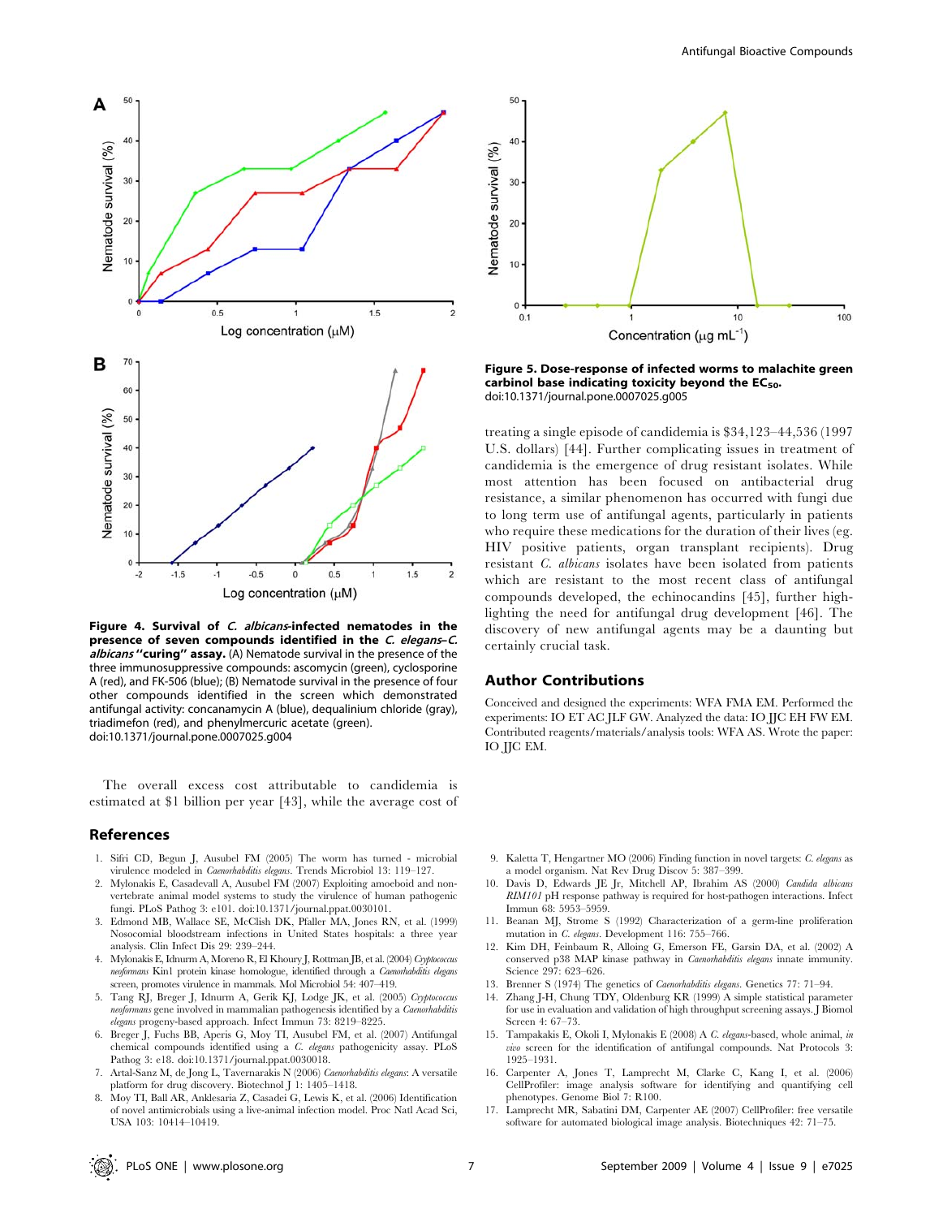**Figure 4. Survival of *C. albicans*-infected nematodes in the presence of seven compounds identified in the *C. elegans–C. albicans* "curing" assay.** (A) Nematode survival in the presence of the three immunosuppressive compounds: ascomycin (green), cyclosporine A (red), and FK-506 (blue); (B) Nematode survival in the presence of four other compounds identified in the screen which demonstrated antifungal activity: concanamycin A (blue), dequalinium chloride (gray), triadimefon (red), and phenylmercuric acetate (green).
doi:10.1371/journal.pone.0007025.g004

**Figure 5. Dose-response of infected worms to malachite green carbinol base indicating toxicity beyond the $EC_{50}$.**
doi:10.1371/journal.pone.0007025.g005

The overall excess cost attributable to candidemia is estimated at $1 billion per year [43], while the average cost of treating a single episode of candidemia is $34,123–44,536 (1997 U.S. dollars) [44]. Further complicating issues in treatment of candidemia is the emergence of drug resistant isolates. While most attention has been focused on antibacterial drug resistance, a similar phenomenon has occurred with fungi due to long term use of antifungal agents, particularly in patients who require these medications for the duration of their lives (eg. HIV positive patients, organ transplant recipients). Drug resistant *C. albicans* isolates have been isolated from patients which are resistant to the most recent class of antifungal compounds developed, the echinocandins [45], further highlighting the need for antifungal drug development [46]. The discovery of new antifungal agents may be a daunting but certainly crucial task.

## Author Contributions

Conceived and designed the experiments: WFA FMA EM. Performed the experiments: IO ET AC JLF GW. Analyzed the data: IO JJC EH FW EM. Contributed reagents/materials/analysis tools: WFA AS. Wrote the paper: IO JJC EM.

## References

1. Sifri CD, Begun J, Ausubel FM (2005) The worm has turned - microbial virulence modeled in *Caenorhabditis elegans*. Trends Microbiol 13: 119–127.
2. Mylonakis E, Casadevall A, Ausubel FM (2007) Exploiting amoeboid and non-vertebrate animal model systems to study the virulence of human pathogenic fungi. PLoS Pathog 3: e101. doi:10.1371/journal.ppat.0030101.
3. Edmond MB, Wallace SE, McClish DK, Pfaller MA, Jones RN, et al. (1999) Nosocomial bloodstream infections in United States hospitals: a three year analysis. Clin Infect Dis 29: 239–244.
4. Mylonakis E, Idnurm A, Moreno R, El Khoury J, Rottman JB, et al. (2004) *Cryptococcus neoformans* Kin1 protein kinase homologue, identified through a *Caenorhabditis elegans* screen, promotes virulence in mammals. Mol Microbiol 54: 407–419.
5. Tang RJ, Breger J, Idnurm A, Gerik KJ, Lodge JK, et al. (2005) *Cryptococcus neoformans* gene involved in mammalian pathogenesis identified by a *Caenorhabditis elegans* progeny-based approach. Infect Immun 73: 8219–8225.
6. Breger J, Fuchs BB, Aperis G, Moy TI, Ausubel FM, et al. (2007) Antifungal chemical compounds identified using a *C. elegans* pathogenicity assay. PLoS Pathog 3: e18. doi:10.1371/journal.ppat.0030018.
7. Artal-Sanz M, de Jong L, Tavernarakis N (2006) *Caenorhabditis elegans*: A versatile platform for drug discovery. Biotechnol J 1: 1405–1418.
8. Moy TI, Ball AR, Anklesaria Z, Casadei G, Lewis K, et al. (2006) Identification of novel antimicrobials using a live-animal infection model. Proc Natl Acad Sci, USA 103: 10414–10419.
9. Kaletta T, Hengartner MO (2006) Finding function in novel targets: *C. elegans* as a model organism. Nat Rev Drug Discov 5: 387–399.
10. Davis D, Edwards JE Jr, Mitchell AP, Ibrahim AS (2000) *Candida albicans RIM101* pH response pathway is required for host-pathogen interactions. Infect Immun 68: 5953–5959.
11. Beanan MJ, Strome S (1992) Characterization of a germ-line proliferation mutation in *C. elegans*. Development 116: 755–766.
12. Kim DH, Feinbaum R, Alloing G, Emerson FE, Garsin DA, et al. (2002) A conserved p38 MAP kinase pathway in *Caenorhabditis elegans* innate immunity. Science 297: 623–626.
13. Brenner S (1974) The genetics of *Caenorhabditis elegans*. Genetics 77: 71–94.
14. Zhang J-H, Chung TDY, Oldenburg KR (1999) A simple statistical parameter for use in evaluation and validation of high throughput screening assays. J Biomol Screen 4: 67–73.
15. Tampakakis E, Okoli I, Mylonakis E (2008) A *C. elegans*-based, whole animal, *in vivo* screen for the identification of antifungal compounds. Nat Protocols 3: 1925–1931.
16. Carpenter A, Jones T, Lamprecht M, Clarke C, Kang I, et al. (2006) CellProfiler: image analysis software for identifying and quantifying cell phenotypes. Genome Biol 7: R100.
17. Lamprecht MR, Sabatini DM, Carpenter AE (2007) CellProfiler: free versatile software for automated biological image analysis. Biotechniques 42: 71–75.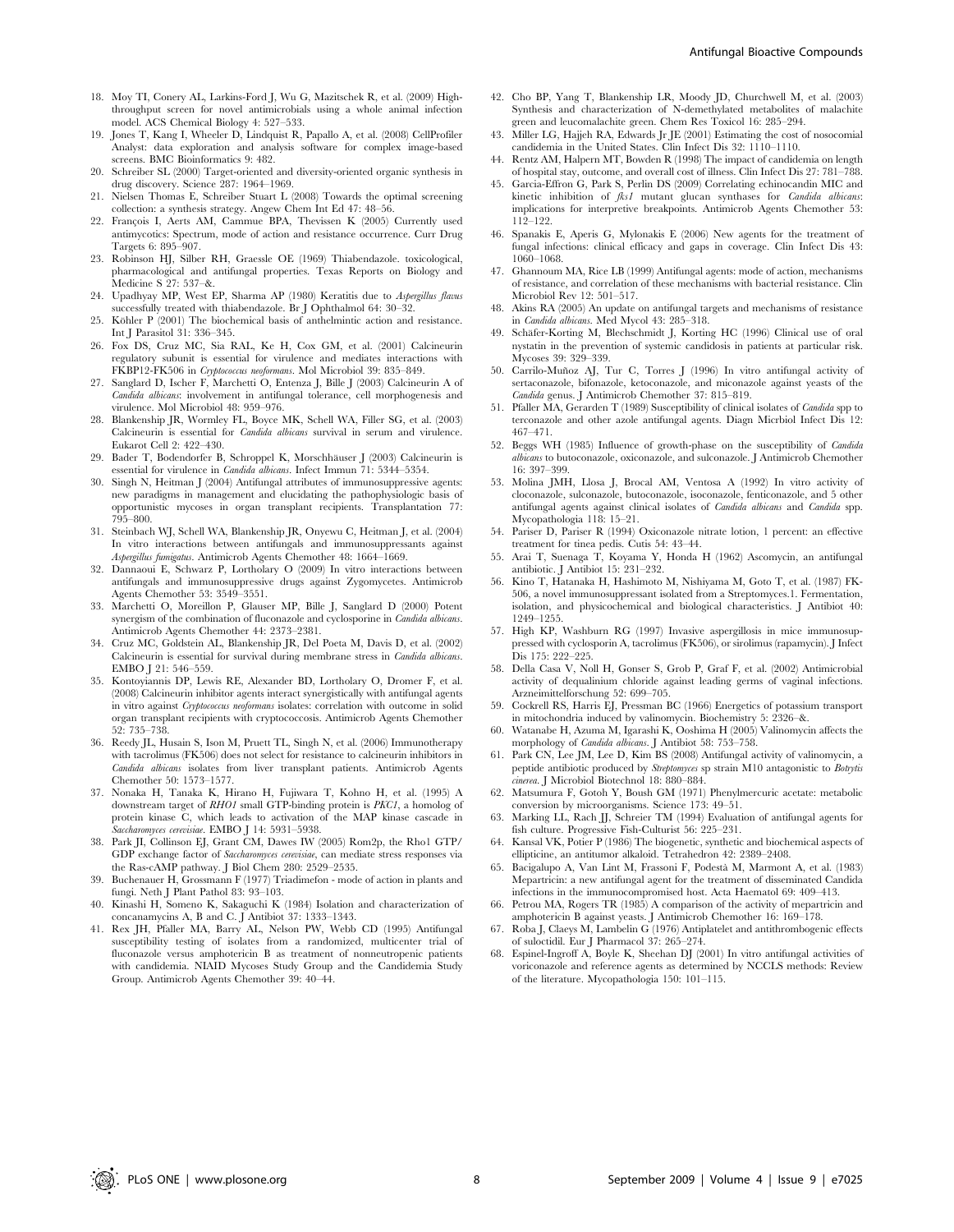18. Moy TI, Conery AL, Larkins-Ford J, Wu G, Mazitschek R, et al. (2009) High-throughput screen for novel antimicrobials using a whole animal infection model. ACS Chemical Biology 4: 527–533.
19. Jones T, Kang I, Wheeler D, Lindquist R, Papallo A, et al. (2008) CellProfiler Analyst: data exploration and analysis software for complex image-based screens. BMC Bioinformatics 9: 482.
20. Schreiber SL (2000) Target-oriented and diversity-oriented organic synthesis in drug discovery. Science 287: 1964–1969.
21. Nielsen Thomas E, Schreiber Stuart L (2008) Towards the optimal screening collection: a synthesis strategy. Angew Chem Int Ed 47: 48–56.
22. François I, Aerts AM, Cammue BPA, Thevissen K (2005) Currently used antimycotics: Spectrum, mode of action and resistance occurrence. Curr Drug Targets 6: 895–907.
23. Robinson HJ, Silber RH, Graessle OE (1969) Thiabendazole. toxicological, pharmacological and antifungal properties. Texas Reports on Biology and Medicine S 27: 537–&.
24. Upadhyay MP, West EP, Sharma AP (1980) Keratitis due to *Aspergillus flavus* successfully treated with thiabendazole. Br J Ophthalmol 64: 30–32.
25. Köhler P (2001) The biochemical basis of anthelmintic action and resistance. Int J Parasitol 31: 336–345.
26. Fox DS, Cruz MC, Sia RAL, Ke H, Cox GM, et al. (2001) Calcineurin regulatory subunit is essential for virulence and mediates interactions with FKBP12-FK506 in *Cryptococcus neoformans*. Mol Microbiol 39: 835–849.
27. Sanglard D, Ischer F, Marchetti O, Entenza J, Bille J (2003) Calcineurin A of *Candida albicans*: involvement in antifungal tolerance, cell morphogenesis and virulence. Mol Microbiol 48: 959–976.
28. Blankenship JR, Wormley FL, Boyce MK, Schell WA, Filler SG, et al. (2003) Calcineurin is essential for *Candida albicans* survival in serum and virulence. Eukarot Cell 2: 422–430.
29. Bader T, Bodendorfer B, Schroppel K, Morschhäuser J (2003) Calcineurin is essential for virulence in *Candida albicans*. Infect Immun 71: 5344–5354.
30. Singh N, Heitman J (2004) Antifungal attributes of immunosuppressive agents: new paradigms in management and elucidating the pathophysiologic basis of opportunistic mycoses in organ transplant recipients. Transplantation 77: 795–800.
31. Steinbach WJ, Schell WA, Blankenship JR, Onyewu C, Heitman J, et al. (2004) In vitro interactions between antifungals and immunosuppressants against *Aspergillus fumigatus*. Antimicrob Agents Chemother 48: 1664–1669.
32. Dannaoui E, Schwarz P, Lortholary O (2009) In vitro interactions between antifungals and immunosuppressive drugs against Zygomycetes. Antimicrob Agents Chemother 53: 3549–3551.
33. Marchetti O, Moreillon P, Glauser MP, Bille J, Sanglard D (2000) Potent synergism of the combination of fluconazole and cyclosporine in *Candida albicans*. Antimicrob Agents Chemother 44: 2373–2381.
34. Cruz MC, Goldstein AL, Blankenship JR, Del Poeta M, Davis D, et al. (2002) Calcineurin is essential for survival during membrane stress in *Candida albicans*. EMBO J 21: 546–559.
35. Kontoyiannis DP, Lewis RE, Alexander BD, Lortholary O, Dromer F, et al. (2008) Calcineurin inhibitor agents interact synergistically with antifungal agents in vitro against *Cryptococcus neoformans* isolates: correlation with outcome in solid organ transplant recipients with cryptococcosis. Antimicrob Agents Chemother 52: 735–738.
36. Reedy JL, Husain S, Ison M, Pruett TL, Singh N, et al. (2006) Immunotherapy with tacrolimus (FK506) does not select for resistance to calcineurin inhibitors in *Candida albicans* isolates from liver transplant patients. Antimicrob Agents Chemother 50: 1573–1577.
37. Nonaka H, Tanaka K, Hirano H, Fujiwara T, Kohno H, et al. (1995) A downstream target of *RHO1* small GTP-binding protein is *PKC1*, a homolog of protein kinase C, which leads to activation of the MAP kinase cascade in *Saccharomyces cerevisiae*. EMBO J 14: 5931–5938.
38. Park JI, Collinson EJ, Grant CM, Dawes IW (2005) Rom2p, the Rho1 GTP/GDP exchange factor of *Saccharomyces cerevisiae*, can mediate stress responses via the Ras-cAMP pathway. J Biol Chem 280: 2529–2535.
39. Buchenauer H, Grossmann F (1977) Triadimefon - mode of action in plants and fungi. Neth J Plant Pathol 83: 93–103.
40. Kinashi H, Someno K, Sakaguchi K (1984) Isolation and characterization of concanamycins A, B and C. J Antibiot 37: 1333–1343.
41. Rex JH, Pfaller MA, Barry AL, Nelson PW, Webb CD (1995) Antifungal susceptibility testing of isolates from a randomized, multicenter trial of fluconazole versus amphotericin B as treatment of nonneutropenic patients with candidemia. NIAID Mycoses Study Group and the Candidemia Study Group. Antimicrob Agents Chemother 39: 40–44.
42. Cho BP, Yang T, Blankenship LR, Moody JD, Churchwell M, et al. (2003) Synthesis and characterization of N-demethylated metabolites of malachite green and leucomalachite green. Chem Res Toxicol 16: 285–294.
43. Miller LG, Hajjeh RA, Edwards Jr JE (2001) Estimating the cost of nosocomial candidemia in the United States. Clin Infect Dis 32: 1110–1110.
44. Rentz AM, Halpern MT, Bowden R (1998) The impact of candidemia on length of hospital stay, outcome, and overall cost of illness. Clin Infect Dis 27: 781–788.
45. Garcia-Effron G, Park S, Perlin DS (2009) Correlating echinocandin MIC and kinetic inhibition of *fks1* mutant glucan synthases for *Candida albicans*: implications for interpretive breakpoints. Antimicrob Agents Chemother 53: 112–122.
46. Spanakis E, Aperis G, Mylonakis E (2006) New agents for the treatment of fungal infections: clinical efficacy and gaps in coverage. Clin Infect Dis 43: 1060–1068.
47. Ghannoum MA, Rice LB (1999) Antifungal agents: mode of action, mechanisms of resistance, and correlation of these mechanisms with bacterial resistance. Clin Microbiol Rev 12: 501–517.
48. Akins RA (2005) An update on antifungal targets and mechanisms of resistance in *Candida albicans*. Med Mycol 43: 285–318.
49. Schäfer-Korting M, Blechschmidt J, Korting HC (1996) Clinical use of oral nystatin in the prevention of systemic candidosis in patients at particular risk. Mycoses 39: 329–339.
50. Carrilo-Muñoz AJ, Tur C, Torres J (1996) In vitro antifungal activity of sertaconazole, bifonazole, ketoconazole, and miconazole against yeasts of the *Candida* genus. J Antimicrob Chemother 37: 815–819.
51. Pfaller MA, Gerarden T (1989) Susceptibility of clinical isolates of *Candida* spp to terconazole and other azole antifungal agents. Diagn Micrbiol Infect Dis 12: 467–471.
52. Beggs WH (1985) Influence of growth-phase on the susceptibility of *Candida albicans* to butoconazole, oxiconazole, and sulconazole. J Antimicrob Chemother 16: 397–399.
53. Molina JMH, Llosa J, Brocal AM, Ventosa A (1992) In vitro activity of cloconazole, sulconazole, butoconazole, isoconazole, fenticonazole, and 5 other antifungal agents against clinical isolates of *Candida albicans* and *Candida* spp. Mycopathologia 118: 15–21.
54. Pariser D, Pariser R (1994) Oxiconazole nitrate lotion, 1 percent: an effective treatment for tinea pedis. Cutis 54: 43–44.
55. Arai T, Suenaga T, Koyama Y, Honda H (1962) Ascomycin, an antifungal antibiotic. J Antibiot 15: 231–232.
56. Kino T, Hatanaka H, Hashimoto M, Nishiyama M, Goto T, et al. (1987) FK-506, a novel immunosuppressant isolated from a Streptomyces.1. Fermentation, isolation, and physicochemical and biological characteristics. J Antibiot 40: 1249–1255.
57. High KP, Washburn RG (1997) Invasive aspergillosis in mice immunosuppressed with cyclosporin A, tacrolimus (FK506), or sirolimus (rapamycin). J Infect Dis 175: 222–225.
58. Della Casa V, Noll H, Gonser S, Grob P, Graf F, et al. (2002) Antimicrobial activity of dequalinium chloride against leading germs of vaginal infections. Arzneimittelforschung 52: 699–705.
59. Cockrell RS, Harris EJ, Pressman BC (1966) Energetics of potassium transport in mitochondria induced by valinomycin. Biochemistry 5: 2326–&.
60. Watanabe H, Azuma M, Igarashi K, Ooshima H (2005) Valinomycin affects the morphology of *Candida albicans*. J Antibiot 58: 753–758.
61. Park CN, Lee JM, Lee D, Kim BS (2008) Antifungal activity of valinomycin, a peptide antibiotic produced by *Streptomyces* sp strain M10 antagonistic to *Botrytis cinerea*. J Microbiol Biotechnol 18: 880–884.
62. Matsumura F, Gotoh Y, Boush GM (1971) Phenylmercuric acetate: metabolic conversion by microorganisms. Science 173: 49–51.
63. Marking LL, Rach JJ, Schreier TM (1994) Evaluation of antifungal agents for fish culture. Progressive Fish-Culturist 56: 225–231.
64. Kansal VK, Potier P (1986) The biogenetic, synthetic and biochemical aspects of ellipticine, an antitumor alkaloid. Tetrahedron 42: 2389–2408.
65. Bacigalupo A, Van Lint M, Frassoni F, Podestà M, Marmont A, et al. (1983) Mepartricin: a new antifungal agent for the treatment of disseminated Candida infections in the immunocompromised host. Acta Haematol 69: 409–413.
66. Petrou MA, Rogers TR (1985) A comparison of the activity of mepartricin and amphotericin B against yeasts. J Antimicrob Chemother 16: 169–178.
67. Roba J, Claeys M, Lambelin G (1976) Antiplatelet and antithrombogenic effects of suloctidil. Eur J Pharmacol 37: 265–274.
68. Espinel-Ingroff A, Boyle K, Sheehan DJ (2001) In vitro antifungal activities of voriconazole and reference agents as determined by NCCLS methods: Review of the literature. Mycopathologia 150: 101–115.